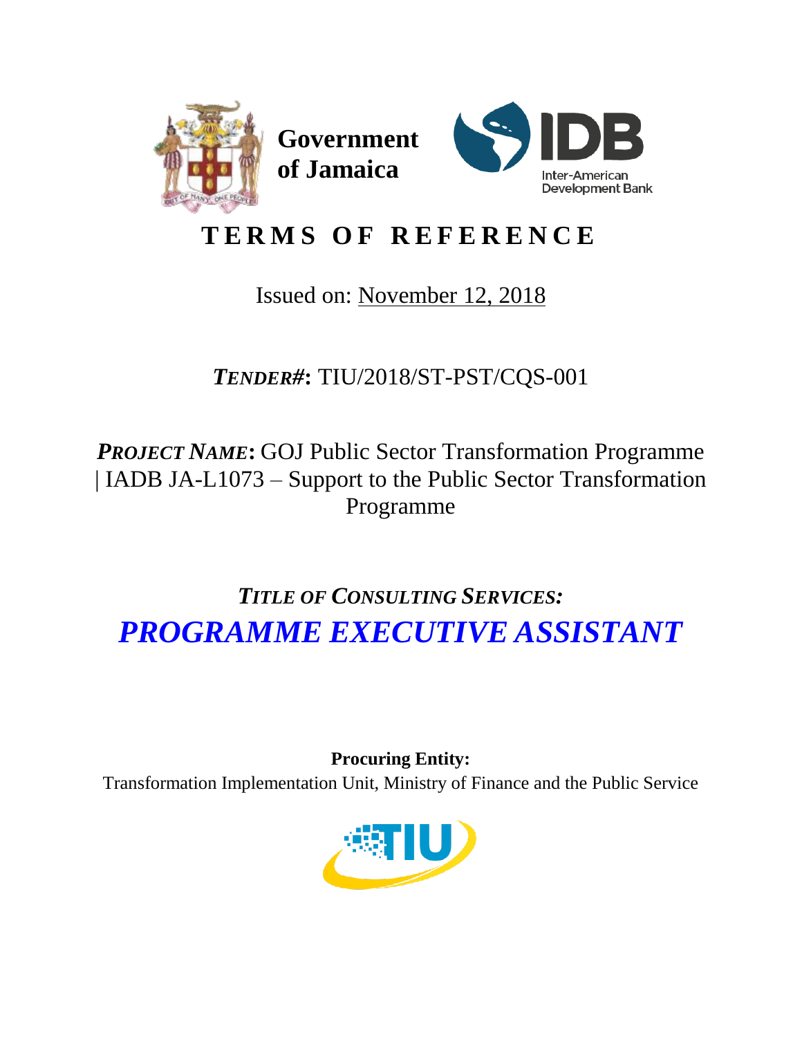**Government of Jamaica**

# T E R M S  O F  R E F E R E N C E

Issued on: November 12, 2018

***TENDER#*: TIU/2018/ST-PST/CQS-001**

***PROJECT NAME*:** GOJ Public Sector Transformation Programme | IADB JA-L1073 – Support to the Public Sector Transformation Programme

***TITLE OF CONSULTING SERVICES:***

## *PROGRAMME EXECUTIVE ASSISTANT*

**Procuring Entity:**

Transformation Implementation Unit, Ministry of Finance and the Public Service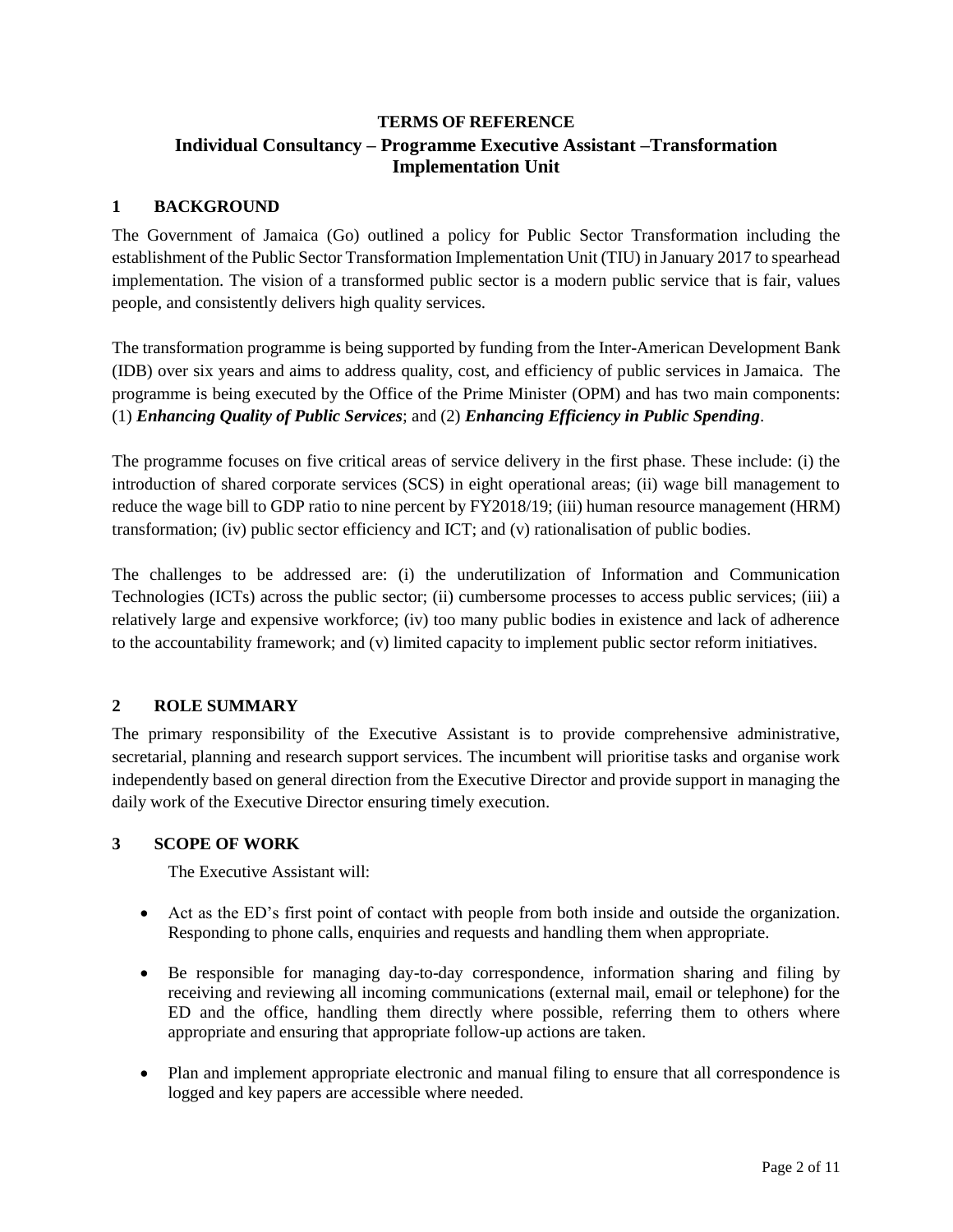# TERMS OF REFERENCE

## Individual Consultancy – Programme Executive Assistant –Transformation Implementation Unit

## 1 BACKGROUND

The Government of Jamaica (Go) outlined a policy for Public Sector Transformation including the establishment of the Public Sector Transformation Implementation Unit (TIU) in January 2017 to spearhead implementation. The vision of a transformed public sector is a modern public service that is fair, values people, and consistently delivers high quality services.

The transformation programme is being supported by funding from the Inter-American Development Bank (IDB) over six years and aims to address quality, cost, and efficiency of public services in Jamaica. The programme is being executed by the Office of the Prime Minister (OPM) and has two main components: (1) ***Enhancing Quality of Public Services***; and (2) ***Enhancing Efficiency in Public Spending***.

The programme focuses on five critical areas of service delivery in the first phase. These include: (i) the introduction of shared corporate services (SCS) in eight operational areas; (ii) wage bill management to reduce the wage bill to GDP ratio to nine percent by FY2018/19; (iii) human resource management (HRM) transformation; (iv) public sector efficiency and ICT; and (v) rationalisation of public bodies.

The challenges to be addressed are: (i) the underutilization of Information and Communication Technologies (ICTs) across the public sector; (ii) cumbersome processes to access public services; (iii) a relatively large and expensive workforce; (iv) too many public bodies in existence and lack of adherence to the accountability framework; and (v) limited capacity to implement public sector reform initiatives.

## 2 ROLE SUMMARY

The primary responsibility of the Executive Assistant is to provide comprehensive administrative, secretarial, planning and research support services. The incumbent will prioritise tasks and organise work independently based on general direction from the Executive Director and provide support in managing the daily work of the Executive Director ensuring timely execution.

## 3 SCOPE OF WORK

The Executive Assistant will:

- Act as the ED's first point of contact with people from both inside and outside the organization. Responding to phone calls, enquiries and requests and handling them when appropriate.
- Be responsible for managing day-to-day correspondence, information sharing and filing by receiving and reviewing all incoming communications (external mail, email or telephone) for the ED and the office, handling them directly where possible, referring them to others where appropriate and ensuring that appropriate follow-up actions are taken.
- Plan and implement appropriate electronic and manual filing to ensure that all correspondence is logged and key papers are accessible where needed.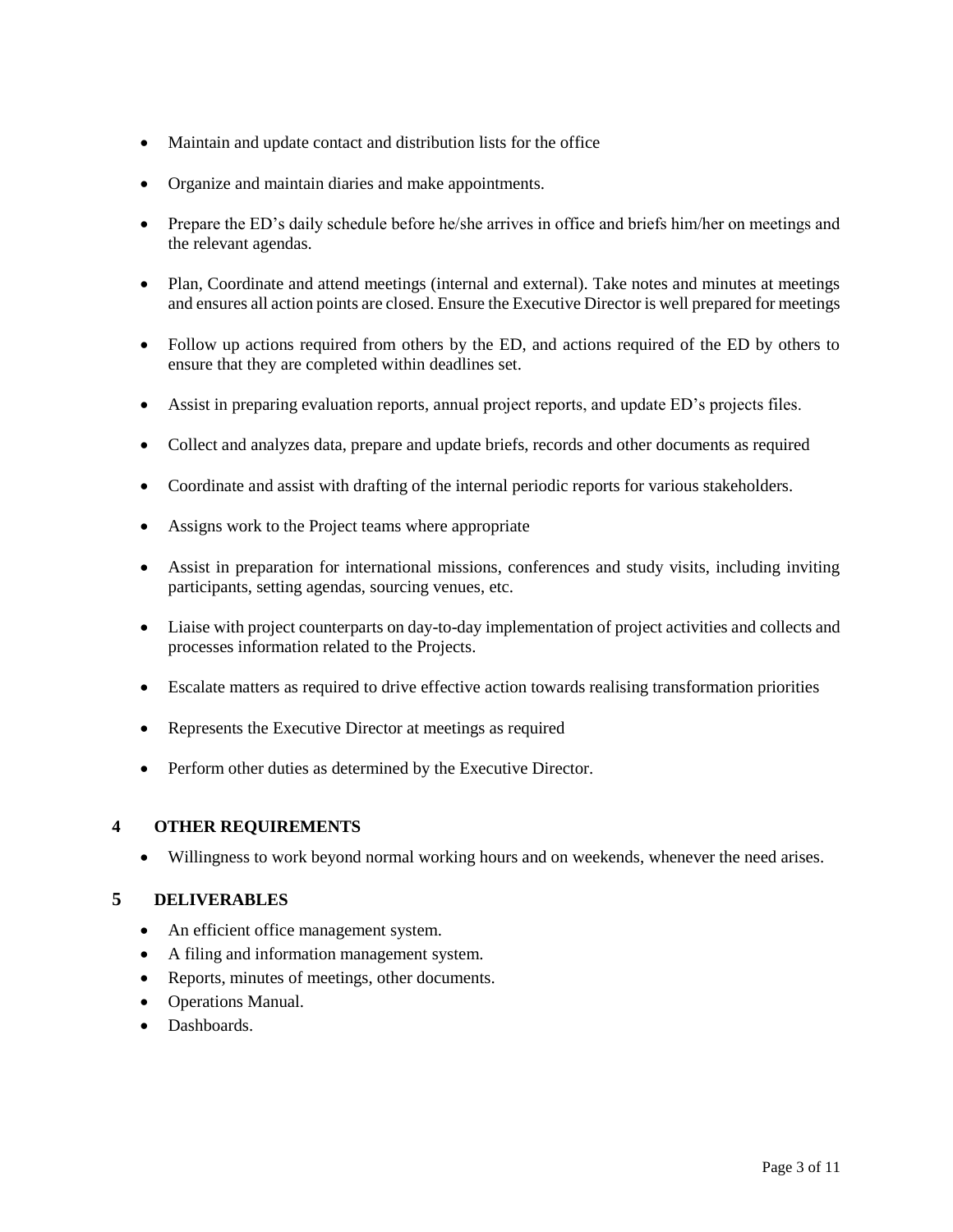- Maintain and update contact and distribution lists for the office
- Organize and maintain diaries and make appointments.
- Prepare the ED's daily schedule before he/she arrives in office and briefs him/her on meetings and the relevant agendas.
- Plan, Coordinate and attend meetings (internal and external). Take notes and minutes at meetings and ensures all action points are closed. Ensure the Executive Director is well prepared for meetings
- Follow up actions required from others by the ED, and actions required of the ED by others to ensure that they are completed within deadlines set.
- Assist in preparing evaluation reports, annual project reports, and update ED's projects files.
- Collect and analyzes data, prepare and update briefs, records and other documents as required
- Coordinate and assist with drafting of the internal periodic reports for various stakeholders.
- Assigns work to the Project teams where appropriate
- Assist in preparation for international missions, conferences and study visits, including inviting participants, setting agendas, sourcing venues, etc.
- Liaise with project counterparts on day-to-day implementation of project activities and collects and processes information related to the Projects.
- Escalate matters as required to drive effective action towards realising transformation priorities
- Represents the Executive Director at meetings as required
- Perform other duties as determined by the Executive Director.

## 4 OTHER REQUIREMENTS

- Willingness to work beyond normal working hours and on weekends, whenever the need arises.

## 5 DELIVERABLES

- An efficient office management system.
- A filing and information management system.
- Reports, minutes of meetings, other documents.
- Operations Manual.
- Dashboards.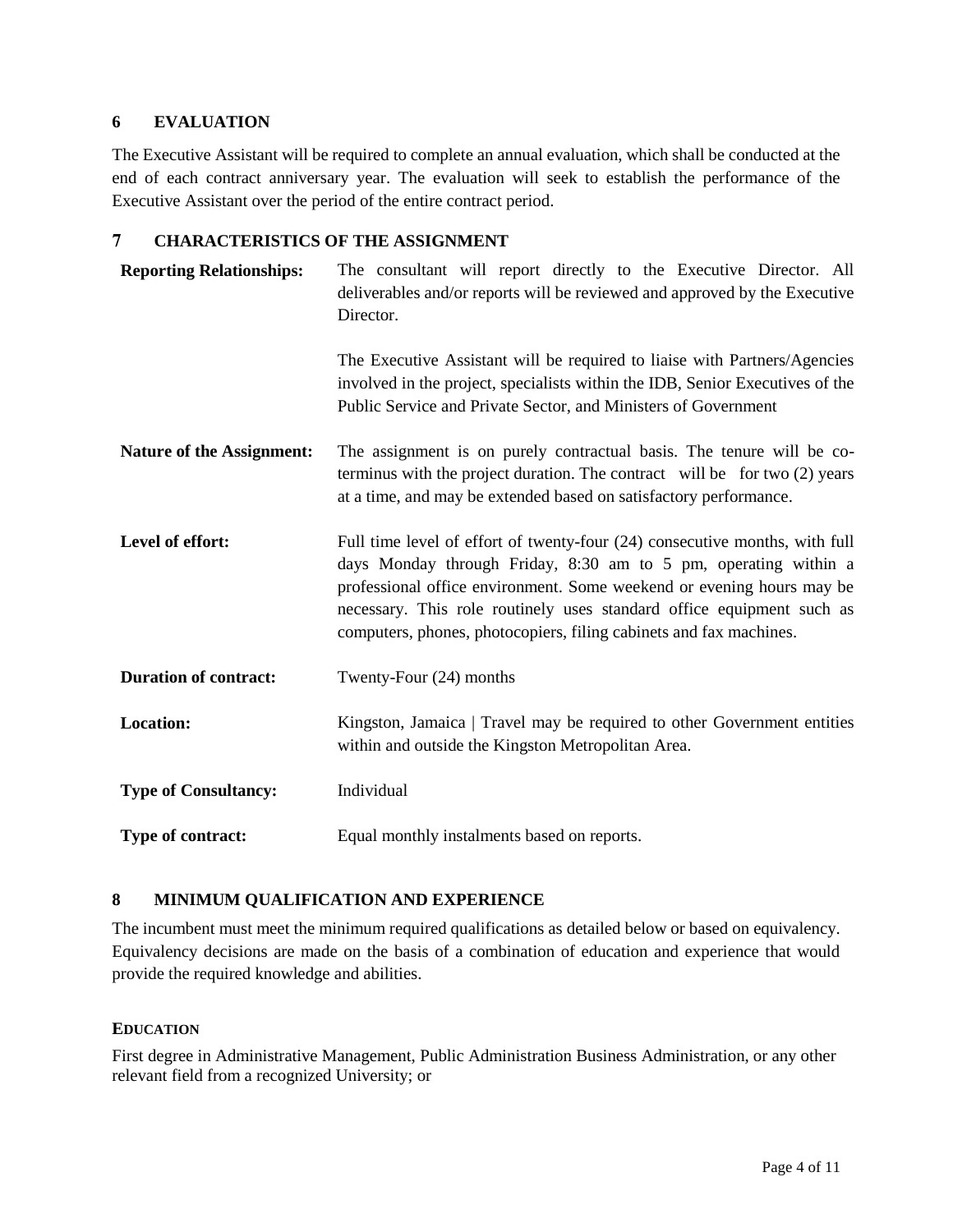## 6 EVALUATION

The Executive Assistant will be required to complete an annual evaluation, which shall be conducted at the end of each contract anniversary year. The evaluation will seek to establish the performance of the Executive Assistant over the period of the entire contract period.

## 7 CHARACTERISTICS OF THE ASSIGNMENT

| | |
|---|---|
| **Reporting Relationships:** | The consultant will report directly to the Executive Director. All deliverables and/or reports will be reviewed and approved by the Executive Director.<br><br>The Executive Assistant will be required to liaise with Partners/Agencies involved in the project, specialists within the IDB, Senior Executives of the Public Service and Private Sector, and Ministers of Government |
| **Nature of the Assignment:** | The assignment is on purely contractual basis. The tenure will be co-terminus with the project duration. The contract will be for two (2) years at a time, and may be extended based on satisfactory performance. |
| **Level of effort:** | Full time level of effort of twenty-four (24) consecutive months, with full days Monday through Friday, 8:30 am to 5 pm, operating within a professional office environment. Some weekend or evening hours may be necessary. This role routinely uses standard office equipment such as computers, phones, photocopiers, filing cabinets and fax machines. |
| **Duration of contract:** | Twenty-Four (24) months |
| **Location:** | Kingston, Jamaica \| Travel may be required to other Government entities within and outside the Kingston Metropolitan Area. |
| **Type of Consultancy:** | Individual |
| **Type of contract:** | Equal monthly instalments based on reports. |

## 8 MINIMUM QUALIFICATION AND EXPERIENCE

The incumbent must meet the minimum required qualifications as detailed below or based on equivalency. Equivalency decisions are made on the basis of a combination of education and experience that would provide the required knowledge and abilities.

### EDUCATION

First degree in Administrative Management, Public Administration Business Administration, or any other relevant field from a recognized University; or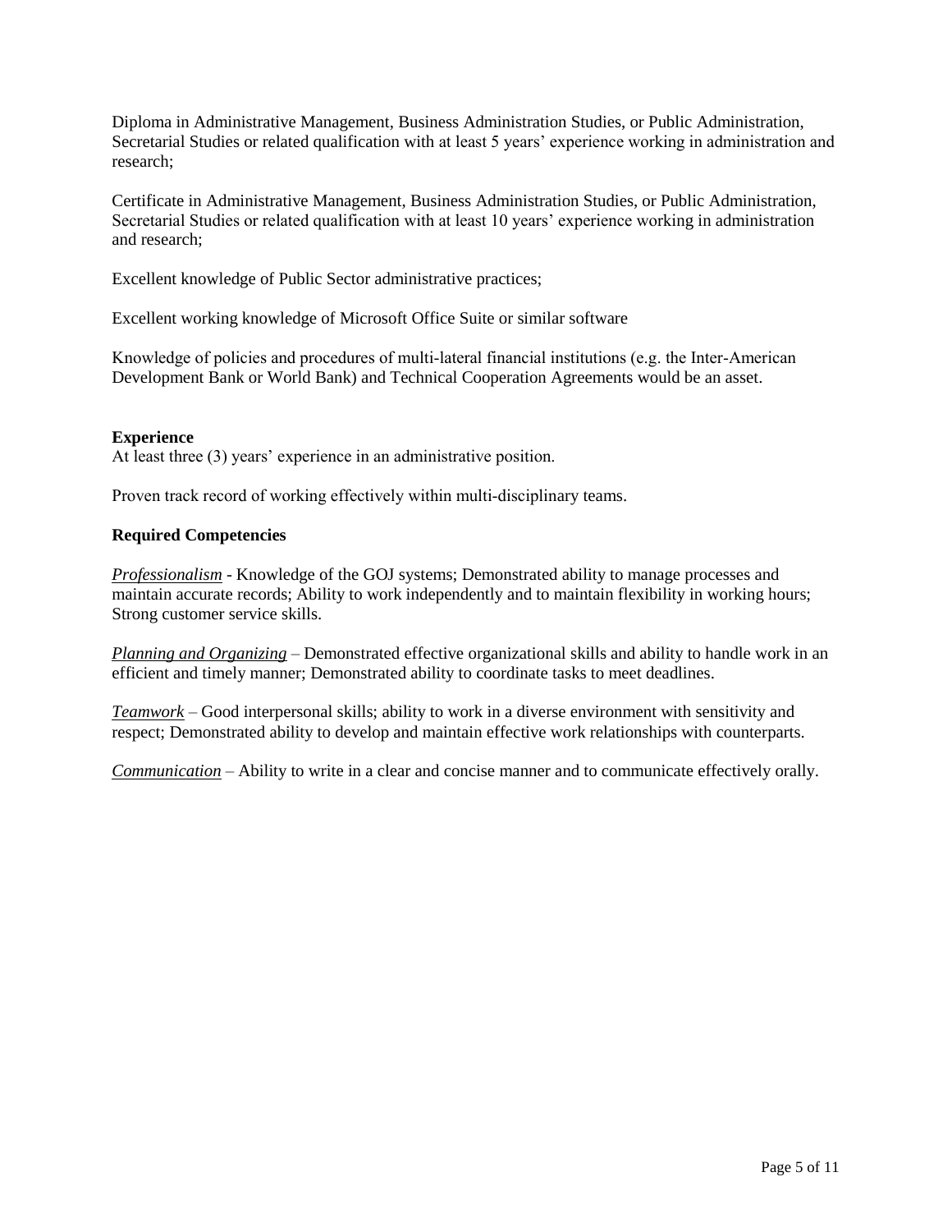Diploma in Administrative Management, Business Administration Studies, or Public Administration, Secretarial Studies or related qualification with at least 5 years' experience working in administration and research;

Certificate in Administrative Management, Business Administration Studies, or Public Administration, Secretarial Studies or related qualification with at least 10 years' experience working in administration and research;

Excellent knowledge of Public Sector administrative practices;

Excellent working knowledge of Microsoft Office Suite or similar software

Knowledge of policies and procedures of multi-lateral financial institutions (e.g. the Inter-American Development Bank or World Bank) and Technical Cooperation Agreements would be an asset.

**Experience**

At least three (3) years' experience in an administrative position.

Proven track record of working effectively within multi-disciplinary teams.

**Required Competencies**

*Professionalism* - Knowledge of the GOJ systems; Demonstrated ability to manage processes and maintain accurate records; Ability to work independently and to maintain flexibility in working hours; Strong customer service skills.

*Planning and Organizing* – Demonstrated effective organizational skills and ability to handle work in an efficient and timely manner; Demonstrated ability to coordinate tasks to meet deadlines.

*Teamwork* – Good interpersonal skills; ability to work in a diverse environment with sensitivity and respect; Demonstrated ability to develop and maintain effective work relationships with counterparts.

*Communication* – Ability to write in a clear and concise manner and to communicate effectively orally.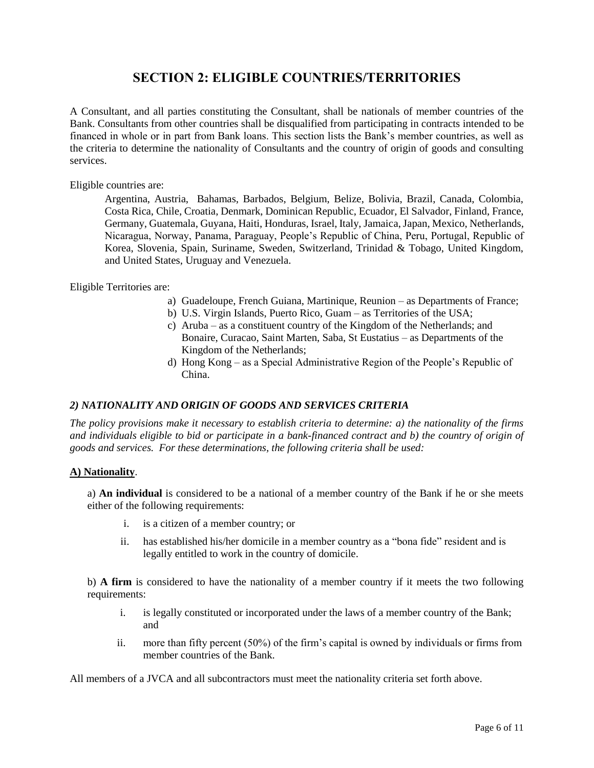# SECTION 2: ELIGIBLE COUNTRIES/TERRITORIES

A Consultant, and all parties constituting the Consultant, shall be nationals of member countries of the Bank. Consultants from other countries shall be disqualified from participating in contracts intended to be financed in whole or in part from Bank loans. This section lists the Bank's member countries, as well as the criteria to determine the nationality of Consultants and the country of origin of goods and consulting services.

Eligible countries are:

> Argentina, Austria, Bahamas, Barbados, Belgium, Belize, Bolivia, Brazil, Canada, Colombia, Costa Rica, Chile, Croatia, Denmark, Dominican Republic, Ecuador, El Salvador, Finland, France, Germany, Guatemala, Guyana, Haiti, Honduras, Israel, Italy, Jamaica, Japan, Mexico, Netherlands, Nicaragua, Norway, Panama, Paraguay, People's Republic of China, Peru, Portugal, Republic of Korea, Slovenia, Spain, Suriname, Sweden, Switzerland, Trinidad & Tobago, United Kingdom, and United States, Uruguay and Venezuela.

Eligible Territories are:

a) Guadeloupe, French Guiana, Martinique, Reunion – as Departments of France;
b) U.S. Virgin Islands, Puerto Rico, Guam – as Territories of the USA;
c) Aruba – as a constituent country of the Kingdom of the Netherlands; and Bonaire, Curacao, Saint Marten, Saba, St Eustatius – as Departments of the Kingdom of the Netherlands;
d) Hong Kong – as a Special Administrative Region of the People's Republic of China.

### *2) NATIONALITY AND ORIGIN OF GOODS AND SERVICES CRITERIA*

*The policy provisions make it necessary to establish criteria to determine: a) the nationality of the firms and individuals eligible to bid or participate in a bank-financed contract and b) the country of origin of goods and services. For these determinations, the following criteria shall be used:*

**A) Nationality**.

a) **An individual** is considered to be a national of a member country of the Bank if he or she meets either of the following requirements:

i. is a citizen of a member country; or
ii. has established his/her domicile in a member country as a "bona fide" resident and is legally entitled to work in the country of domicile.

b) **A firm** is considered to have the nationality of a member country if it meets the two following requirements:

i. is legally constituted or incorporated under the laws of a member country of the Bank; and
ii. more than fifty percent (50%) of the firm's capital is owned by individuals or firms from member countries of the Bank.

All members of a JVCA and all subcontractors must meet the nationality criteria set forth above.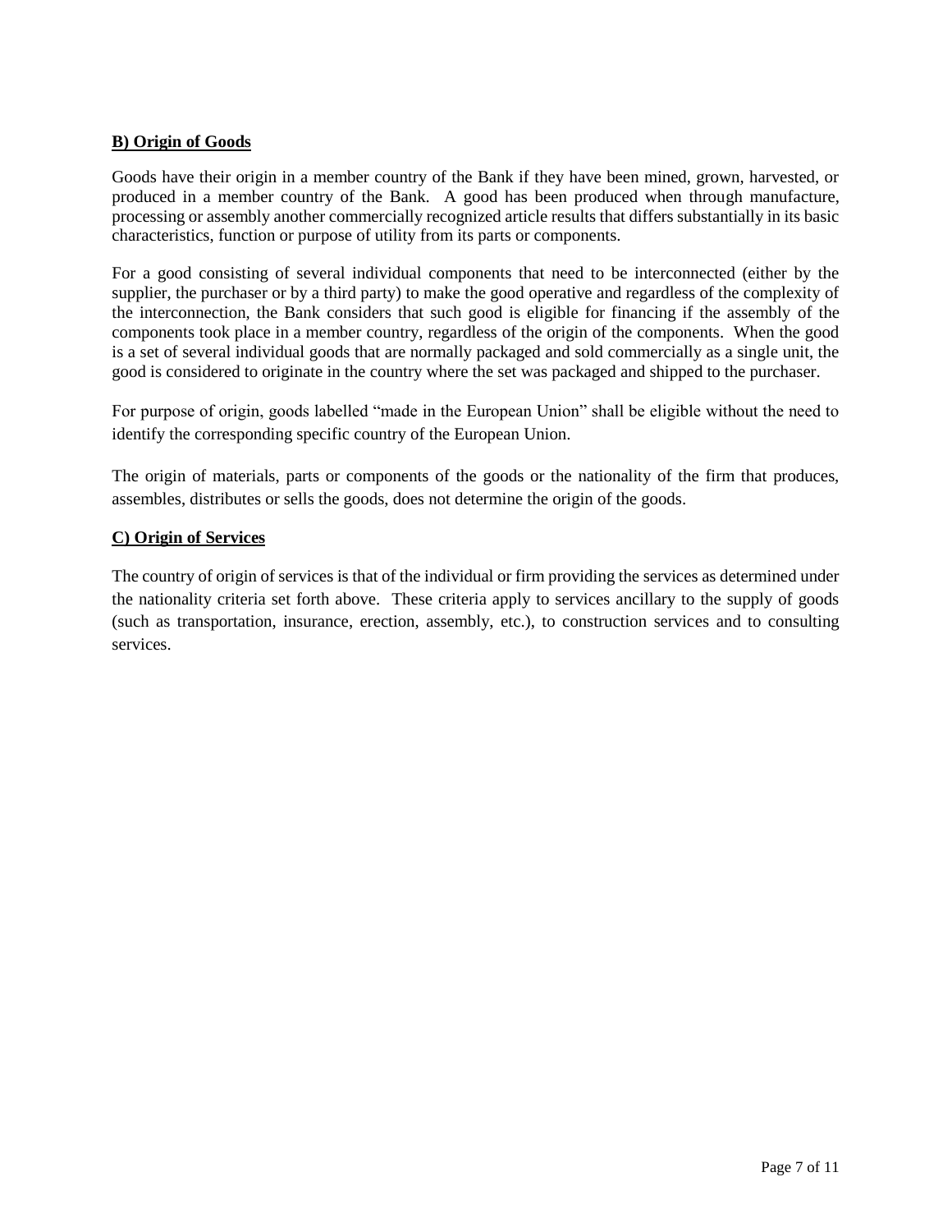**B) Origin of Goods**

Goods have their origin in a member country of the Bank if they have been mined, grown, harvested, or produced in a member country of the Bank. A good has been produced when through manufacture, processing or assembly another commercially recognized article results that differs substantially in its basic characteristics, function or purpose of utility from its parts or components.

For a good consisting of several individual components that need to be interconnected (either by the supplier, the purchaser or by a third party) to make the good operative and regardless of the complexity of the interconnection, the Bank considers that such good is eligible for financing if the assembly of the components took place in a member country, regardless of the origin of the components. When the good is a set of several individual goods that are normally packaged and sold commercially as a single unit, the good is considered to originate in the country where the set was packaged and shipped to the purchaser.

For purpose of origin, goods labelled "made in the European Union" shall be eligible without the need to identify the corresponding specific country of the European Union.

The origin of materials, parts or components of the goods or the nationality of the firm that produces, assembles, distributes or sells the goods, does not determine the origin of the goods.

**C) Origin of Services**

The country of origin of services is that of the individual or firm providing the services as determined under the nationality criteria set forth above. These criteria apply to services ancillary to the supply of goods (such as transportation, insurance, erection, assembly, etc.), to construction services and to consulting services.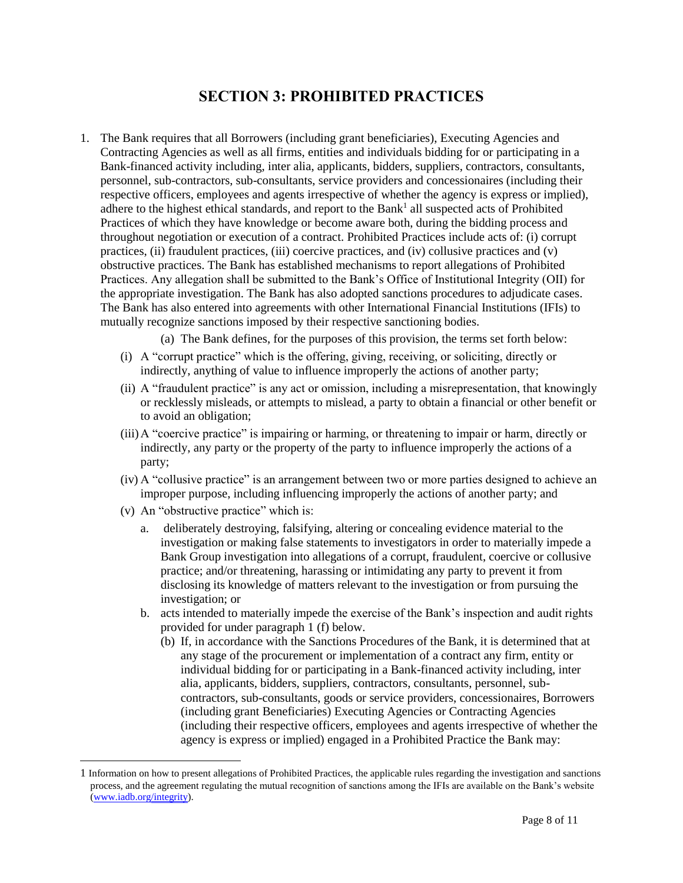# SECTION 3: PROHIBITED PRACTICES

1. The Bank requires that all Borrowers (including grant beneficiaries), Executing Agencies and Contracting Agencies as well as all firms, entities and individuals bidding for or participating in a Bank-financed activity including, inter alia, applicants, bidders, suppliers, contractors, consultants, personnel, sub-contractors, sub-consultants, service providers and concessionaires (including their respective officers, employees and agents irrespective of whether the agency is express or implied), adhere to the highest ethical standards, and report to the Bank[1] all suspected acts of Prohibited Practices of which they have knowledge or become aware both, during the bidding process and throughout negotiation or execution of a contract. Prohibited Practices include acts of: (i) corrupt practices, (ii) fraudulent practices, (iii) coercive practices, and (iv) collusive practices and (v) obstructive practices. The Bank has established mechanisms to report allegations of Prohibited Practices. Any allegation shall be submitted to the Bank's Office of Institutional Integrity (OII) for the appropriate investigation. The Bank has also adopted sanctions procedures to adjudicate cases. The Bank has also entered into agreements with other International Financial Institutions (IFIs) to mutually recognize sanctions imposed by their respective sanctioning bodies.

   (a) The Bank defines, for the purposes of this provision, the terms set forth below:

   (i) A "corrupt practice" which is the offering, giving, receiving, or soliciting, directly or indirectly, anything of value to influence improperly the actions of another party;

   (ii) A "fraudulent practice" is any act or omission, including a misrepresentation, that knowingly or recklessly misleads, or attempts to mislead, a party to obtain a financial or other benefit or to avoid an obligation;

   (iii) A "coercive practice" is impairing or harming, or threatening to impair or harm, directly or indirectly, any party or the property of the party to influence improperly the actions of a party;

   (iv) A "collusive practice" is an arrangement between two or more parties designed to achieve an improper purpose, including influencing improperly the actions of another party; and

   (v) An "obstructive practice" which is:

      a. deliberately destroying, falsifying, altering or concealing evidence material to the investigation or making false statements to investigators in order to materially impede a Bank Group investigation into allegations of a corrupt, fraudulent, coercive or collusive practice; and/or threatening, harassing or intimidating any party to prevent it from disclosing its knowledge of matters relevant to the investigation or from pursuing the investigation; or

      b. acts intended to materially impede the exercise of the Bank's inspection and audit rights provided for under paragraph 1 (f) below.

   (b) If, in accordance with the Sanctions Procedures of the Bank, it is determined that at any stage of the procurement or implementation of a contract any firm, entity or individual bidding for or participating in a Bank-financed activity including, inter alia, applicants, bidders, suppliers, contractors, consultants, personnel, sub-contractors, sub-consultants, goods or service providers, concessionaires, Borrowers (including grant Beneficiaries) Executing Agencies or Contracting Agencies (including their respective officers, employees and agents irrespective of whether the agency is express or implied) engaged in a Prohibited Practice the Bank may:

---

[1] Information on how to present allegations of Prohibited Practices, the applicable rules regarding the investigation and sanctions process, and the agreement regulating the mutual recognition of sanctions among the IFIs are available on the Bank's website (www.iadb.org/integrity).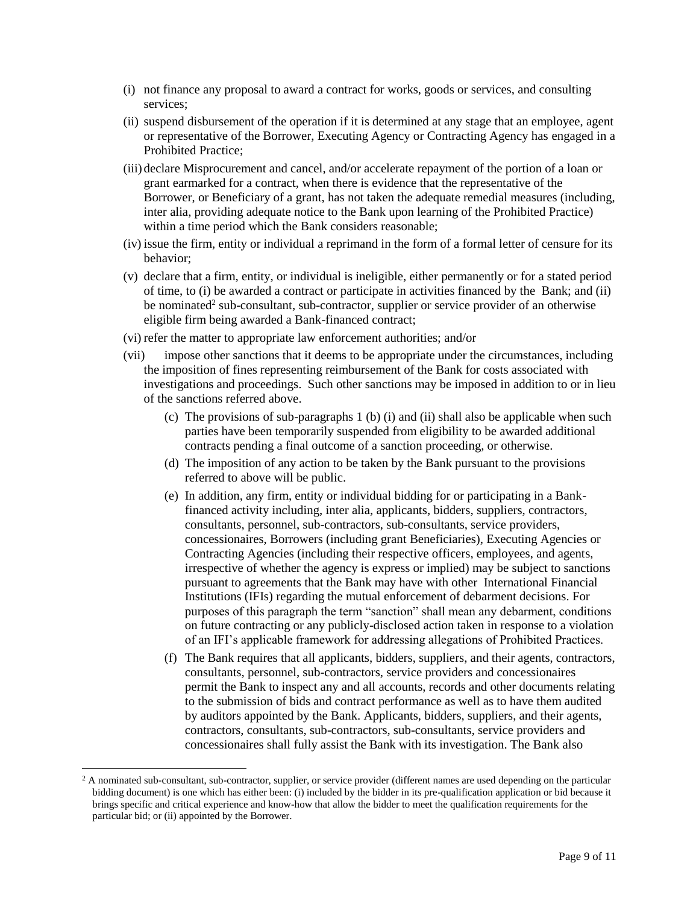(i) not finance any proposal to award a contract for works, goods or services, and consulting services;

(ii) suspend disbursement of the operation if it is determined at any stage that an employee, agent or representative of the Borrower, Executing Agency or Contracting Agency has engaged in a Prohibited Practice;

(iii) declare Misprocurement and cancel, and/or accelerate repayment of the portion of a loan or grant earmarked for a contract, when there is evidence that the representative of the Borrower, or Beneficiary of a grant, has not taken the adequate remedial measures (including, inter alia, providing adequate notice to the Bank upon learning of the Prohibited Practice) within a time period which the Bank considers reasonable;

(iv) issue the firm, entity or individual a reprimand in the form of a formal letter of censure for its behavior;

(v) declare that a firm, entity, or individual is ineligible, either permanently or for a stated period of time, to (i) be awarded a contract or participate in activities financed by the Bank; and (ii) be nominated[2] sub-consultant, sub-contractor, supplier or service provider of an otherwise eligible firm being awarded a Bank-financed contract;

(vi) refer the matter to appropriate law enforcement authorities; and/or

(vii) impose other sanctions that it deems to be appropriate under the circumstances, including the imposition of fines representing reimbursement of the Bank for costs associated with investigations and proceedings. Such other sanctions may be imposed in addition to or in lieu of the sanctions referred above.

(c) The provisions of sub-paragraphs 1 (b) (i) and (ii) shall also be applicable when such parties have been temporarily suspended from eligibility to be awarded additional contracts pending a final outcome of a sanction proceeding, or otherwise.

(d) The imposition of any action to be taken by the Bank pursuant to the provisions referred to above will be public.

(e) In addition, any firm, entity or individual bidding for or participating in a Bank-financed activity including, inter alia, applicants, bidders, suppliers, contractors, consultants, personnel, sub-contractors, sub-consultants, service providers, concessionaires, Borrowers (including grant Beneficiaries), Executing Agencies or Contracting Agencies (including their respective officers, employees, and agents, irrespective of whether the agency is express or implied) may be subject to sanctions pursuant to agreements that the Bank may have with other International Financial Institutions (IFIs) regarding the mutual enforcement of debarment decisions. For purposes of this paragraph the term "sanction" shall mean any debarment, conditions on future contracting or any publicly-disclosed action taken in response to a violation of an IFI's applicable framework for addressing allegations of Prohibited Practices.

(f) The Bank requires that all applicants, bidders, suppliers, and their agents, contractors, consultants, personnel, sub-contractors, service providers and concessionaires permit the Bank to inspect any and all accounts, records and other documents relating to the submission of bids and contract performance as well as to have them audited by auditors appointed by the Bank. Applicants, bidders, suppliers, and their agents, contractors, consultants, sub-contractors, sub-consultants, service providers and concessionaires shall fully assist the Bank with its investigation. The Bank also

---

[2] A nominated sub-consultant, sub-contractor, supplier, or service provider (different names are used depending on the particular bidding document) is one which has either been: (i) included by the bidder in its pre-qualification application or bid because it brings specific and critical experience and know-how that allow the bidder to meet the qualification requirements for the particular bid; or (ii) appointed by the Borrower.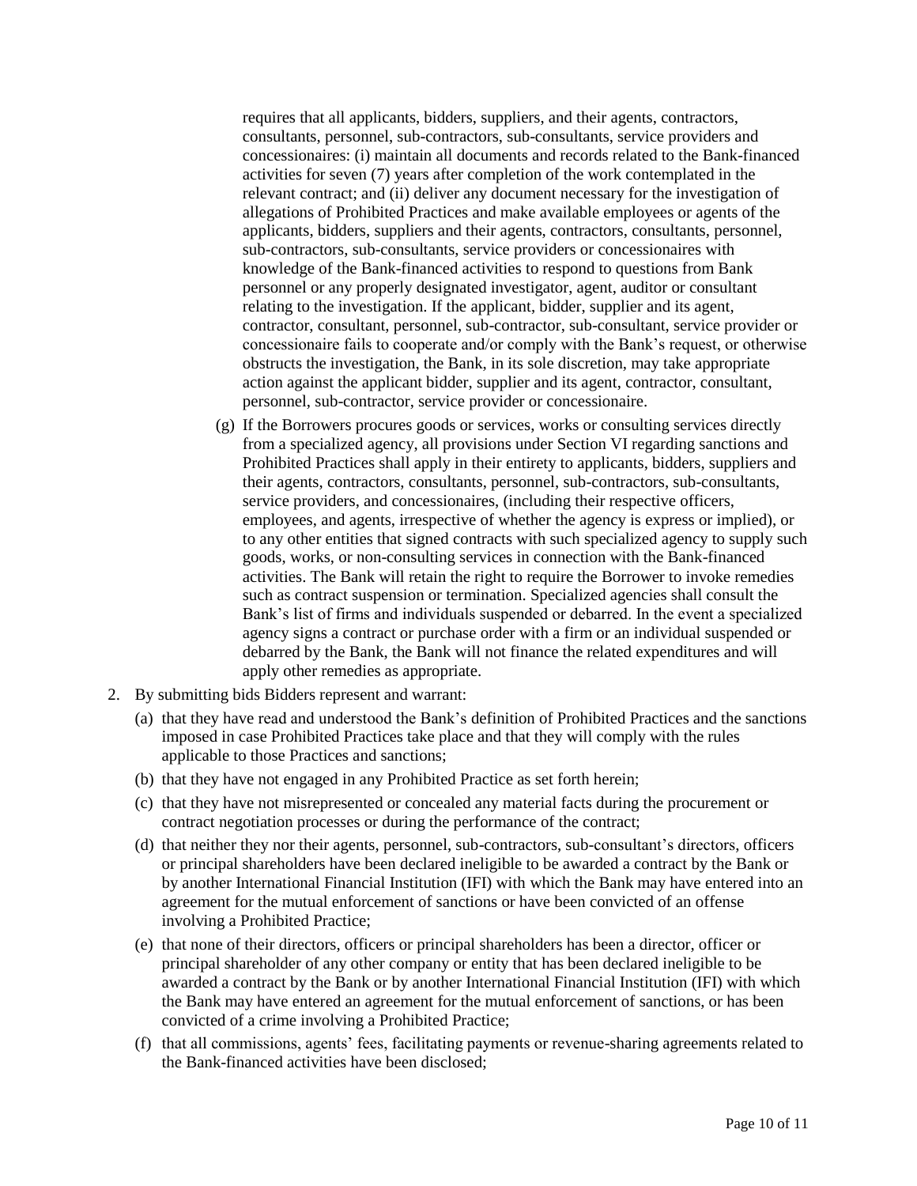requires that all applicants, bidders, suppliers, and their agents, contractors, consultants, personnel, sub-contractors, sub-consultants, service providers and concessionaires: (i) maintain all documents and records related to the Bank-financed activities for seven (7) years after completion of the work contemplated in the relevant contract; and (ii) deliver any document necessary for the investigation of allegations of Prohibited Practices and make available employees or agents of the applicants, bidders, suppliers and their agents, contractors, consultants, personnel, sub-contractors, sub-consultants, service providers or concessionaires with knowledge of the Bank-financed activities to respond to questions from Bank personnel or any properly designated investigator, agent, auditor or consultant relating to the investigation. If the applicant, bidder, supplier and its agent, contractor, consultant, personnel, sub-contractor, sub-consultant, service provider or concessionaire fails to cooperate and/or comply with the Bank's request, or otherwise obstructs the investigation, the Bank, in its sole discretion, may take appropriate action against the applicant bidder, supplier and its agent, contractor, consultant, personnel, sub-contractor, service provider or concessionaire.

(g) If the Borrowers procures goods or services, works or consulting services directly from a specialized agency, all provisions under Section VI regarding sanctions and Prohibited Practices shall apply in their entirety to applicants, bidders, suppliers and their agents, contractors, consultants, personnel, sub-contractors, sub-consultants, service providers, and concessionaires, (including their respective officers, employees, and agents, irrespective of whether the agency is express or implied), or to any other entities that signed contracts with such specialized agency to supply such goods, works, or non-consulting services in connection with the Bank-financed activities. The Bank will retain the right to require the Borrower to invoke remedies such as contract suspension or termination. Specialized agencies shall consult the Bank's list of firms and individuals suspended or debarred. In the event a specialized agency signs a contract or purchase order with a firm or an individual suspended or debarred by the Bank, the Bank will not finance the related expenditures and will apply other remedies as appropriate.

2. By submitting bids Bidders represent and warrant:
   (a) that they have read and understood the Bank's definition of Prohibited Practices and the sanctions imposed in case Prohibited Practices take place and that they will comply with the rules applicable to those Practices and sanctions;
   (b) that they have not engaged in any Prohibited Practice as set forth herein;
   (c) that they have not misrepresented or concealed any material facts during the procurement or contract negotiation processes or during the performance of the contract;
   (d) that neither they nor their agents, personnel, sub-contractors, sub-consultant's directors, officers or principal shareholders have been declared ineligible to be awarded a contract by the Bank or by another International Financial Institution (IFI) with which the Bank may have entered into an agreement for the mutual enforcement of sanctions or have been convicted of an offense involving a Prohibited Practice;
   (e) that none of their directors, officers or principal shareholders has been a director, officer or principal shareholder of any other company or entity that has been declared ineligible to be awarded a contract by the Bank or by another International Financial Institution (IFI) with which the Bank may have entered an agreement for the mutual enforcement of sanctions, or has been convicted of a crime involving a Prohibited Practice;
   (f) that all commissions, agents' fees, facilitating payments or revenue-sharing agreements related to the Bank-financed activities have been disclosed;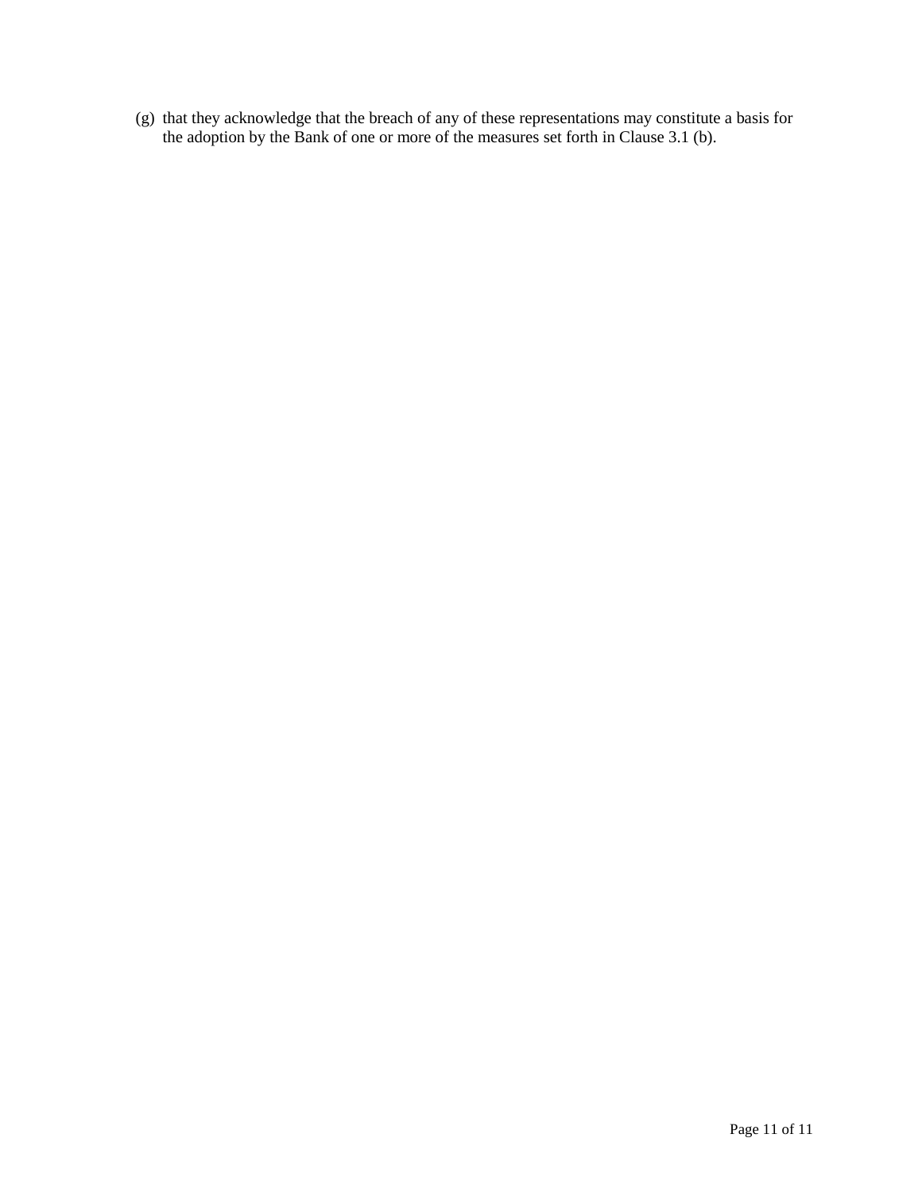(g) that they acknowledge that the breach of any of these representations may constitute a basis for the adoption by the Bank of one or more of the measures set forth in Clause 3.1 (b).